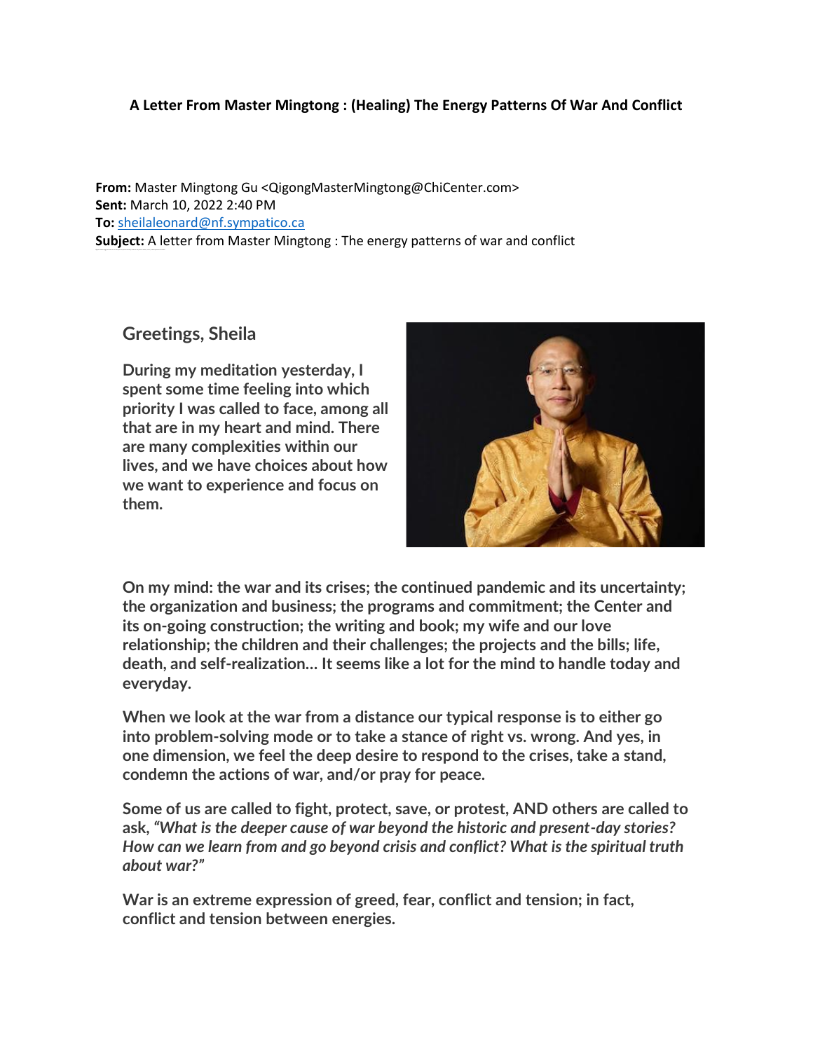**A Letter From Master Mingtong : (Healing) The Energy Patterns Of War And Conflict**

**From:** Master Mingtong Gu <QigongMasterMingtong@ChiCenter.com>
**Sent:** March 10, 2022 2:40 PM
**To:** sheilaleonard@nf.sympatico.ca
**Subject:** A letter from Master Mingtong : The energy patterns of war and conflict

## Greetings, Sheila

**During my meditation yesterday, I spent some time feeling into which priority I was called to face, among all that are in my heart and mind. There are many complexities within our lives, and we have choices about how we want to experience and focus on them.**

**On my mind: the war and its crises; the continued pandemic and its uncertainty; the organization and business; the programs and commitment; the Center and its on-going construction; the writing and book; my wife and our love relationship; the children and their challenges; the projects and the bills; life, death, and self-realization... It seems like a lot for the mind to handle today and everyday.**

**When we look at the war from a distance our typical response is to either go into problem-solving mode or to take a stance of right vs. wrong. And yes, in one dimension, we feel the deep desire to respond to the crises, take a stand, condemn the actions of war, and/or pray for peace.**

**Some of us are called to fight, protect, save, or protest, AND others are called to ask, *"What is the deeper cause of war beyond the historic and present-day stories? How can we learn from and go beyond crisis and conflict? What is the spiritual truth about war?"***

**War is an extreme expression of greed, fear, conflict and tension; in fact, conflict and tension between energies.**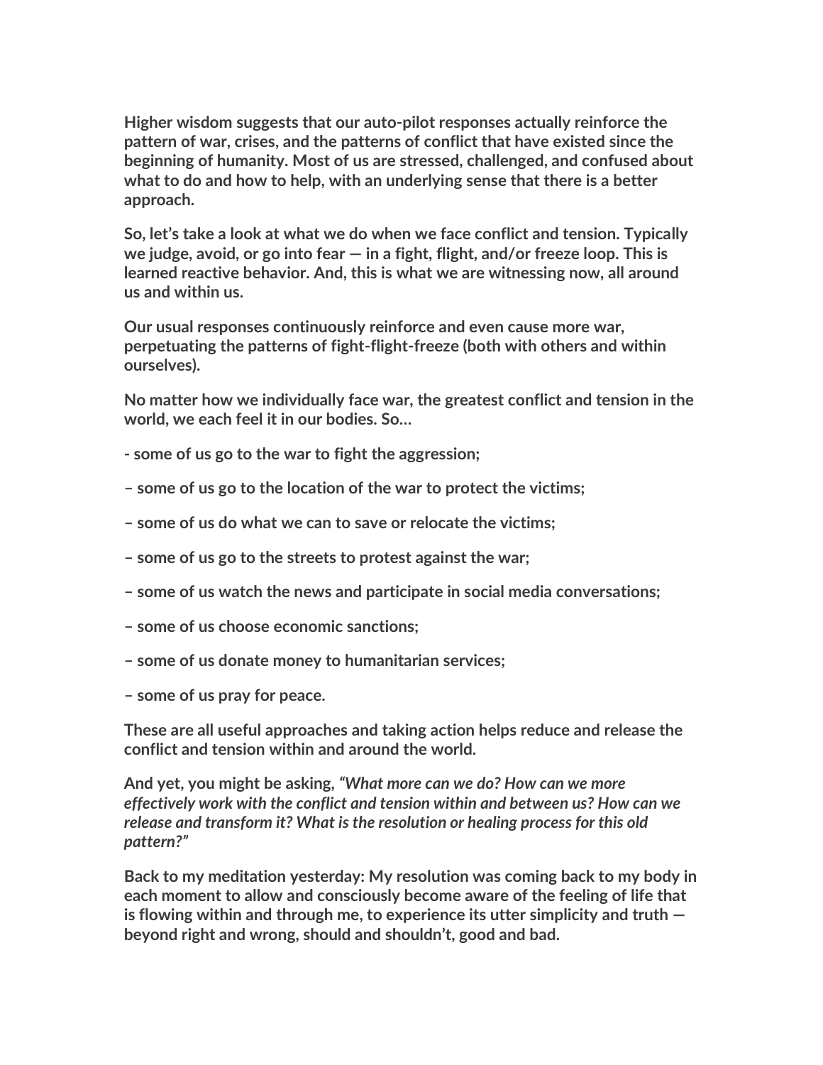**Higher wisdom suggests that our auto-pilot responses actually reinforce the pattern of war, crises, and the patterns of conflict that have existed since the beginning of humanity. Most of us are stressed, challenged, and confused about what to do and how to help, with an underlying sense that there is a better approach.**

**So, let's take a look at what we do when we face conflict and tension. Typically we judge, avoid, or go into fear — in a fight, flight, and/or freeze loop. This is learned reactive behavior. And, this is what we are witnessing now, all around us and within us.**

**Our usual responses continuously reinforce and even cause more war, perpetuating the patterns of fight-flight-freeze (both with others and within ourselves).**

**No matter how we individually face war, the greatest conflict and tension in the world, we each feel it in our bodies. So…**

**- some of us go to the war to fight the aggression;**

**– some of us go to the location of the war to protect the victims;**

**– some of us do what we can to save or relocate the victims;**

**– some of us go to the streets to protest against the war;**

**– some of us watch the news and participate in social media conversations;**

**– some of us choose economic sanctions;**

**– some of us donate money to humanitarian services;**

**– some of us pray for peace.**

**These are all useful approaches and taking action helps reduce and release the conflict and tension within and around the world.**

**And yet, you might be asking,** ***"What more can we do? How can we more effectively work with the conflict and tension within and between us? How can we release and transform it? What is the resolution or healing process for this old pattern?"***

**Back to my meditation yesterday: My resolution was coming back to my body in each moment to allow and consciously become aware of the feeling of life that is flowing within and through me, to experience its utter simplicity and truth — beyond right and wrong, should and shouldn't, good and bad.**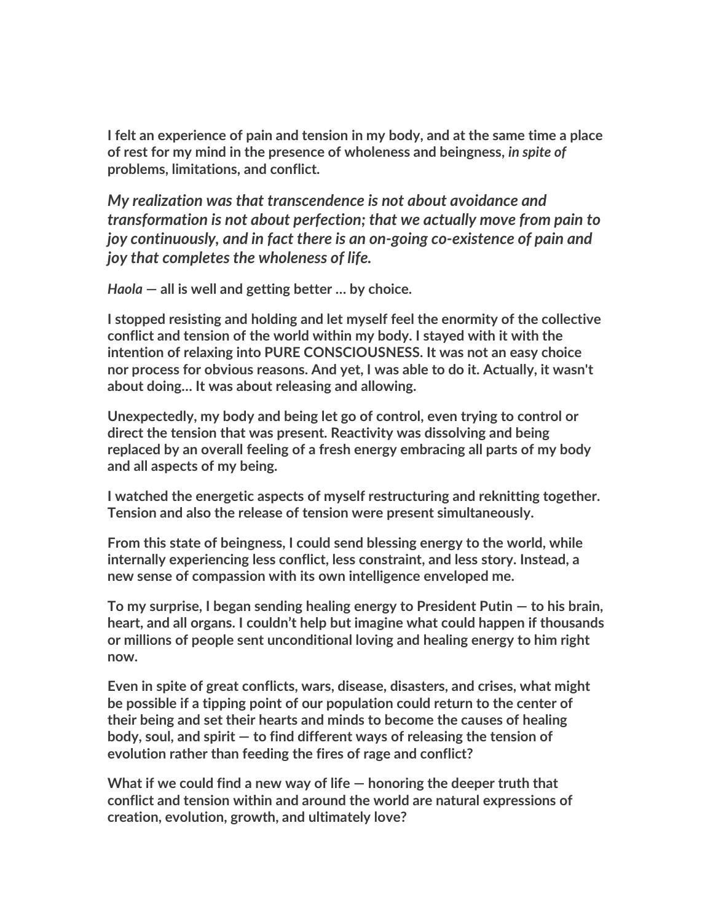**I felt an experience of pain and tension in my body, and at the same time a place of rest for my mind in the presence of wholeness and beingness, *in spite of* problems, limitations, and conflict.**

***My realization was that transcendence is not about avoidance and transformation is not about perfection; that we actually move from pain to joy continuously, and in fact there is an on-going co-existence of pain and joy that completes the wholeness of life.***

***Haola* — all is well and getting better … by choice.**

**I stopped resisting and holding and let myself feel the enormity of the collective conflict and tension of the world within my body. I stayed with it with the intention of relaxing into PURE CONSCIOUSNESS. It was not an easy choice nor process for obvious reasons. And yet, I was able to do it. Actually, it wasn't about doing… It was about releasing and allowing.**

**Unexpectedly, my body and being let go of control, even trying to control or direct the tension that was present. Reactivity was dissolving and being replaced by an overall feeling of a fresh energy embracing all parts of my body and all aspects of my being.**

**I watched the energetic aspects of myself restructuring and reknitting together. Tension and also the release of tension were present simultaneously.**

**From this state of beingness, I could send blessing energy to the world, while internally experiencing less conflict, less constraint, and less story. Instead, a new sense of compassion with its own intelligence enveloped me.**

**To my surprise, I began sending healing energy to President Putin — to his brain, heart, and all organs. I couldn't help but imagine what could happen if thousands or millions of people sent unconditional loving and healing energy to him right now.**

**Even in spite of great conflicts, wars, disease, disasters, and crises, what might be possible if a tipping point of our population could return to the center of their being and set their hearts and minds to become the causes of healing body, soul, and spirit — to find different ways of releasing the tension of evolution rather than feeding the fires of rage and conflict?**

**What if we could find a new way of life — honoring the deeper truth that conflict and tension within and around the world are natural expressions of creation, evolution, growth, and ultimately love?**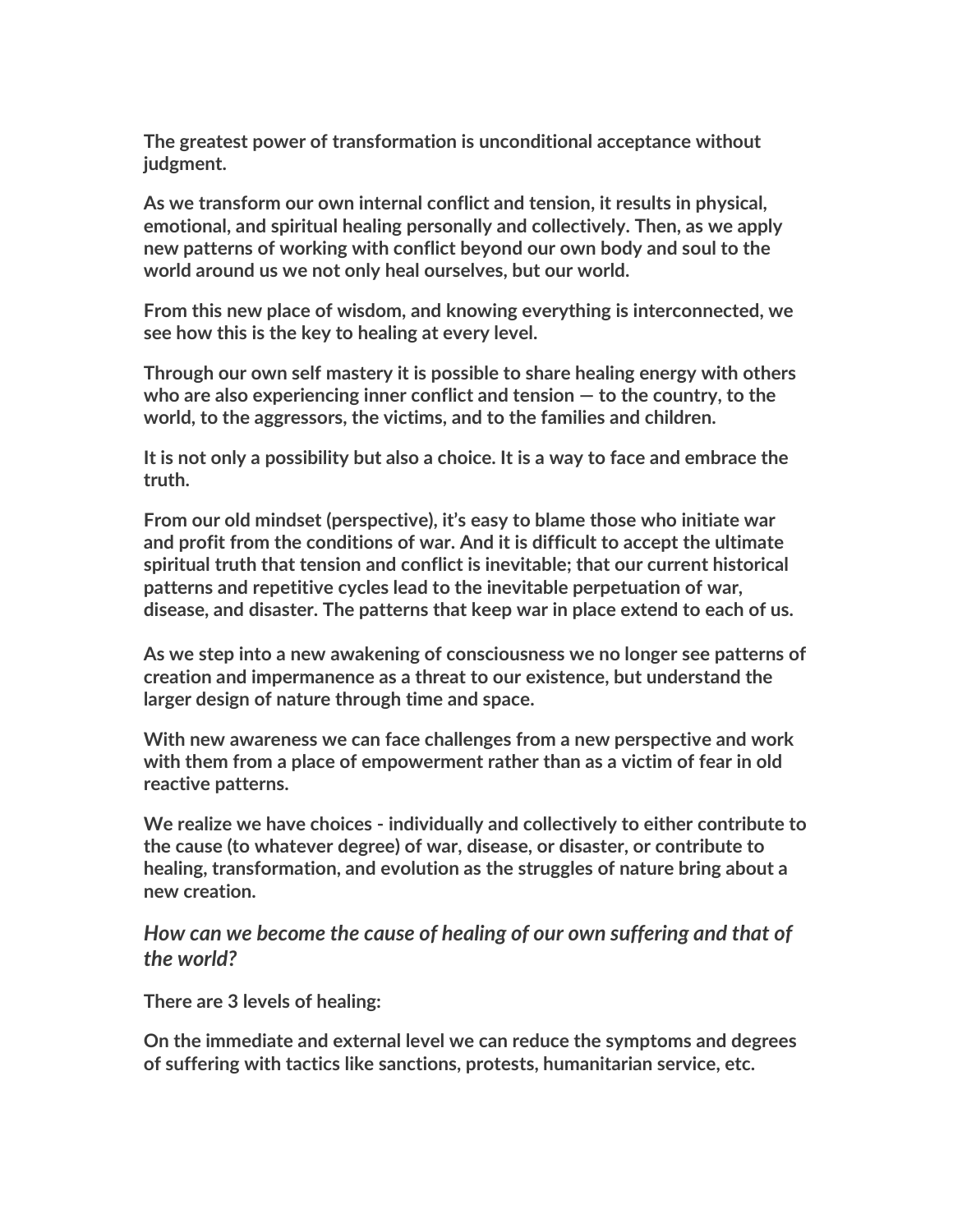**The greatest power of transformation is unconditional acceptance without judgment.**

**As we transform our own internal conflict and tension, it results in physical, emotional, and spiritual healing personally and collectively. Then, as we apply new patterns of working with conflict beyond our own body and soul to the world around us we not only heal ourselves, but our world.**

**From this new place of wisdom, and knowing everything is interconnected, we see how this is the key to healing at every level.**

**Through our own self mastery it is possible to share healing energy with others who are also experiencing inner conflict and tension — to the country, to the world, to the aggressors, the victims, and to the families and children.**

**It is not only a possibility but also a choice. It is a way to face and embrace the truth.**

**From our old mindset (perspective), it's easy to blame those who initiate war and profit from the conditions of war. And it is difficult to accept the ultimate spiritual truth that tension and conflict is inevitable; that our current historical patterns and repetitive cycles lead to the inevitable perpetuation of war, disease, and disaster. The patterns that keep war in place extend to each of us.**

**As we step into a new awakening of consciousness we no longer see patterns of creation and impermanence as a threat to our existence, but understand the larger design of nature through time and space.**

**With new awareness we can face challenges from a new perspective and work with them from a place of empowerment rather than as a victim of fear in old reactive patterns.**

**We realize we have choices - individually and collectively to either contribute to the cause (to whatever degree) of war, disease, or disaster, or contribute to healing, transformation, and evolution as the struggles of nature bring about a new creation.**

***How can we become the cause of healing of our own suffering and that of the world?***

**There are 3 levels of healing:**

**On the immediate and external level we can reduce the symptoms and degrees of suffering with tactics like sanctions, protests, humanitarian service, etc.**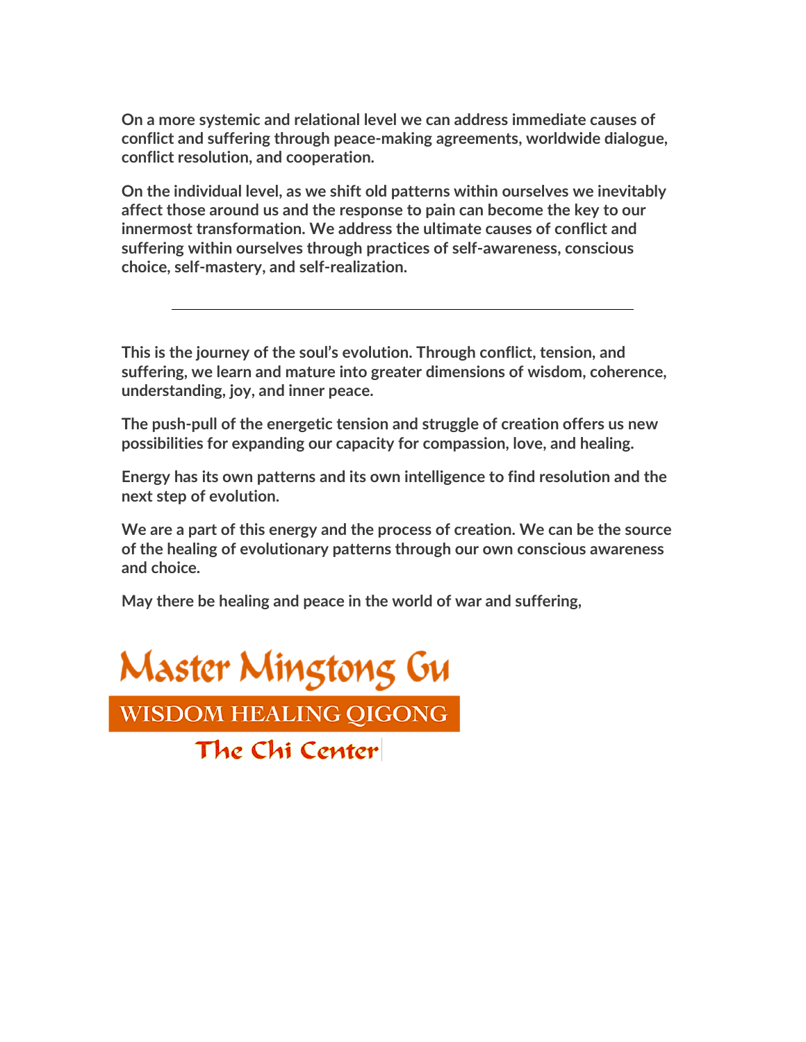**On a more systemic and relational level we can address immediate causes of conflict and suffering through peace-making agreements, worldwide dialogue, conflict resolution, and cooperation.**

**On the individual level, as we shift old patterns within ourselves we inevitably affect those around us and the response to pain can become the key to our innermost transformation. We address the ultimate causes of conflict and suffering within ourselves through practices of self-awareness, conscious choice, self-mastery, and self-realization.**

---

**This is the journey of the soul's evolution. Through conflict, tension, and suffering, we learn and mature into greater dimensions of wisdom, coherence, understanding, joy, and inner peace.**

**The push-pull of the energetic tension and struggle of creation offers us new possibilities for expanding our capacity for compassion, love, and healing.**

**Energy has its own patterns and its own intelligence to find resolution and the next step of evolution.**

**We are a part of this energy and the process of creation. We can be the source of the healing of evolutionary patterns through our own conscious awareness and choice.**

**May there be healing and peace in the world of war and suffering,**

Master Mingtong Gu

WISDOM HEALING QIGONG

The Chi Center